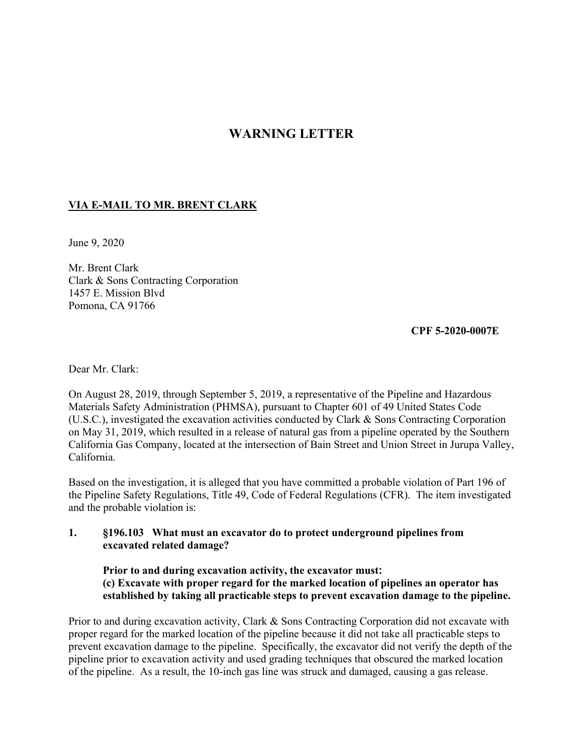# WARNING LETTER

**VIA E-MAIL TO MR. BRENT CLARK**

June 9, 2020

Mr. Brent Clark  
Clark & Sons Contracting Corporation  
1457 E. Mission Blvd  
Pomona, CA 91766

**CPF 5-2020-0007E**

Dear Mr. Clark:

On August 28, 2019, through September 5, 2019, a representative of the Pipeline and Hazardous Materials Safety Administration (PHMSA), pursuant to Chapter 601 of 49 United States Code (U.S.C.), investigated the excavation activities conducted by Clark & Sons Contracting Corporation on May 31, 2019, which resulted in a release of natural gas from a pipeline operated by the Southern California Gas Company, located at the intersection of Bain Street and Union Street in Jurupa Valley, California.

Based on the investigation, it is alleged that you have committed a probable violation of Part 196 of the Pipeline Safety Regulations, Title 49, Code of Federal Regulations (CFR). The item investigated and the probable violation is:

1. **§196.103 What must an excavator do to protect underground pipelines from excavated related damage?**

   **Prior to and during excavation activity, the excavator must:**  
   **(c) Excavate with proper regard for the marked location of pipelines an operator has established by taking all practicable steps to prevent excavation damage to the pipeline.**

Prior to and during excavation activity, Clark & Sons Contracting Corporation did not excavate with proper regard for the marked location of the pipeline because it did not take all practicable steps to prevent excavation damage to the pipeline. Specifically, the excavator did not verify the depth of the pipeline prior to excavation activity and used grading techniques that obscured the marked location of the pipeline. As a result, the 10-inch gas line was struck and damaged, causing a gas release.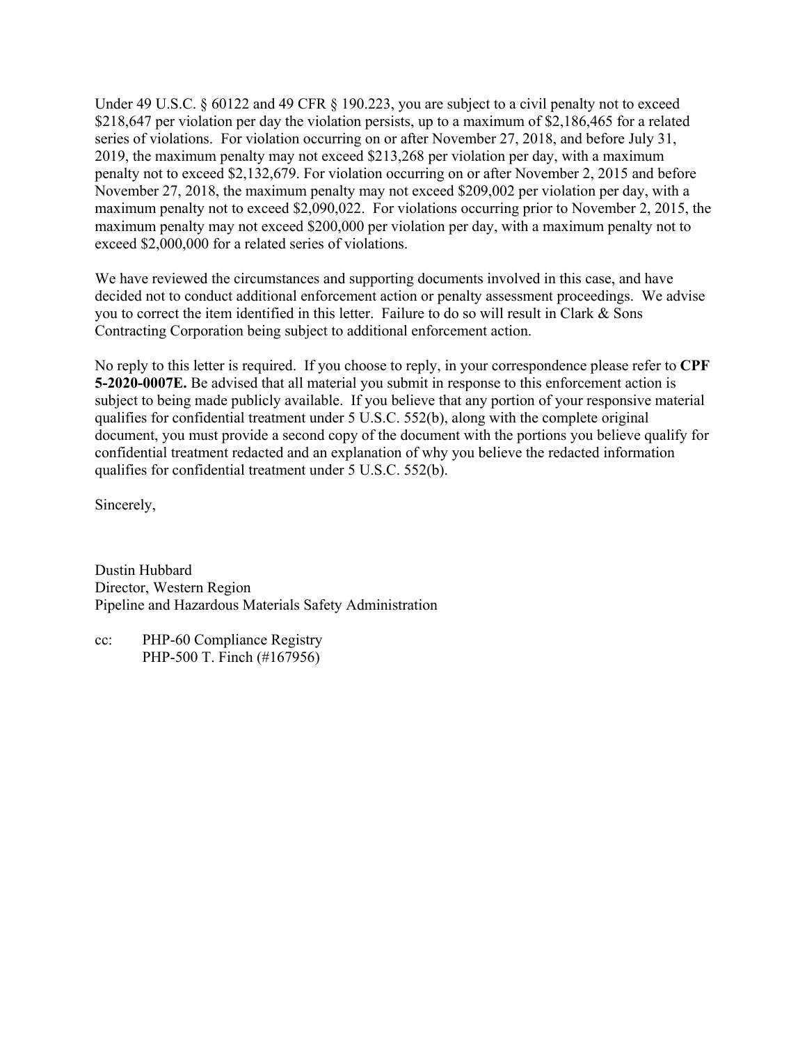Under 49 U.S.C. § 60122 and 49 CFR § 190.223, you are subject to a civil penalty not to exceed $218,647 per violation per day the violation persists, up to a maximum of $2,186,465 for a related series of violations. For violation occurring on or after November 27, 2018, and before July 31, 2019, the maximum penalty may not exceed $213,268 per violation per day, with a maximum penalty not to exceed $2,132,679. For violation occurring on or after November 2, 2015 and before November 27, 2018, the maximum penalty may not exceed $209,002 per violation per day, with a maximum penalty not to exceed $2,090,022. For violations occurring prior to November 2, 2015, the maximum penalty may not exceed $200,000 per violation per day, with a maximum penalty not to exceed $2,000,000 for a related series of violations.

We have reviewed the circumstances and supporting documents involved in this case, and have decided not to conduct additional enforcement action or penalty assessment proceedings. We advise you to correct the item identified in this letter. Failure to do so will result in Clark & Sons Contracting Corporation being subject to additional enforcement action.

No reply to this letter is required. If you choose to reply, in your correspondence please refer to **CPF 5-2020-0007E.** Be advised that all material you submit in response to this enforcement action is subject to being made publicly available. If you believe that any portion of your responsive material qualifies for confidential treatment under 5 U.S.C. 552(b), along with the complete original document, you must provide a second copy of the document with the portions you believe qualify for confidential treatment redacted and an explanation of why you believe the redacted information qualifies for confidential treatment under 5 U.S.C. 552(b).

Sincerely,

Dustin Hubbard
Director, Western Region
Pipeline and Hazardous Materials Safety Administration

cc: PHP-60 Compliance Registry
PHP-500 T. Finch (#167956)